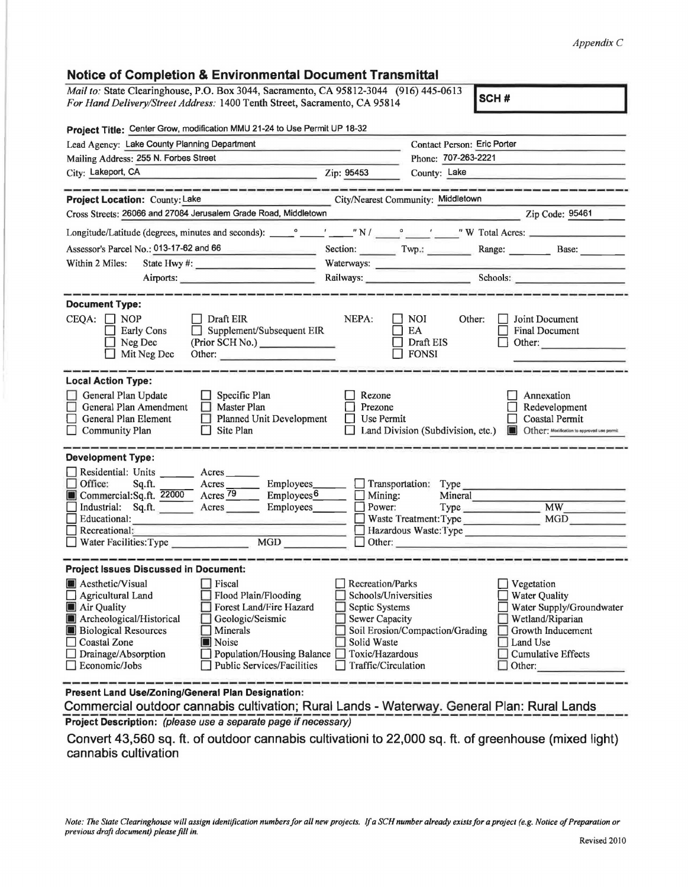*Appendix C*

## Notice of Completion & Environmental Document Transmittal

*Mail to:* State Clearinghouse, P.O. Box 3044, Sacramento, CA 95812-3044 (916) 445-0613
*For Hand Delivery/Street Address:* 1400 Tenth Street, Sacramento, CA 95814

**SCH #**

**Project Title:** Center Grow, modification MMU 21-24 to Use Permit UP 18-32

Lead Agency: Lake County Planning Department
Contact Person: Eric Porter
Mailing Address: 255 N. Forbes Street
Phone: 707-263-2221
City: Lakeport, CA
Zip: 95453
County: Lake

**Project Location:** County: Lake
City/Nearest Community: Middletown
Cross Streets: 26066 and 27084 Jerusalem Grade Road, Middletown
Zip Code: 95461

Longitude/Latitude (degrees, minutes and seconds): ___ ° ___ ' ___ " N / ___ ° ___ ' ___ " W Total Acres: ___

Assessor's Parcel No.: 013-17-62 and 66
Section: ___ Twp.: ___ Range: ___ Base: ___

Within 2 Miles: State Hwy #: ___ Waterways: ___
Airports: ___ Railways: ___ Schools: ___

### Document Type:

CEQA: ☐ NOP ☐ Early Cons ☐ Neg Dec ☐ Mit Neg Dec ☐ Draft EIR ☐ Supplement/Subsequent EIR (Prior SCH No.) ___ Other: ___

NEPA: ☐ NOI ☐ EA ☐ Draft EIS ☐ FONSI

Other: ☐ Joint Document ☐ Final Document ☐ Other: ___

### Local Action Type:

☐ General Plan Update
☐ General Plan Amendment
☐ General Plan Element
☐ Community Plan
☐ Specific Plan
☐ Master Plan
☐ Planned Unit Development
☐ Site Plan
☐ Rezone
☐ Prezone
☐ Use Permit
☐ Land Division (Subdivision, etc.)
☐ Annexation
☐ Redevelopment
☐ Coastal Permit
■ Other: Modification to approved use permit

### Development Type:

☐ Residential: Units ___ Acres ___
☐ Office: Sq.ft. ___ Acres ___ Employees ___
■ Commercial: Sq.ft. 22000 Acres 79 Employees 6
☐ Industrial: Sq.ft. ___ Acres ___ Employees ___
☐ Educational: ___
☐ Recreational: ___
☐ Water Facilities: Type ___ MGD ___
☐ Transportation: Type ___
☐ Mining: Mineral ___
☐ Power: Type ___ MW ___
☐ Waste Treatment: Type ___ MGD ___
☐ Hazardous Waste: Type ___
☐ Other: ___

### Project Issues Discussed in Document:

■ Aesthetic/Visual
☐ Agricultural Land
■ Air Quality
■ Archeological/Historical
■ Biological Resources
☐ Coastal Zone
☐ Drainage/Absorption
☐ Economic/Jobs
☐ Fiscal
☐ Flood Plain/Flooding
☐ Forest Land/Fire Hazard
☐ Geologic/Seismic
☐ Minerals
■ Noise
☐ Population/Housing Balance
☐ Public Services/Facilities
☐ Recreation/Parks
☐ Schools/Universities
☐ Septic Systems
☐ Sewer Capacity
☐ Soil Erosion/Compaction/Grading
☐ Solid Waste
☐ Toxic/Hazardous
☐ Traffic/Circulation
☐ Vegetation
☐ Water Quality
☐ Water Supply/Groundwater
☐ Wetland/Riparian
☐ Growth Inducement
☐ Land Use
☐ Cumulative Effects
☐ Other: ___

**Present Land Use/Zoning/General Plan Designation:**

Commercial outdoor cannabis cultivation; Rural Lands - Waterway. General Plan: Rural Lands

**Project Description:** *(please use a separate page if necessary)*

Convert 43,560 sq. ft. of outdoor cannabis cultivationi to 22,000 sq. ft. of greenhouse (mixed light) cannabis cultivation

*Note: The State Clearinghouse will assign identification numbers for all new projects. If a SCH number already exists for a project (e.g. Notice of Preparation or previous draft document) please fill in.*

Revised 2010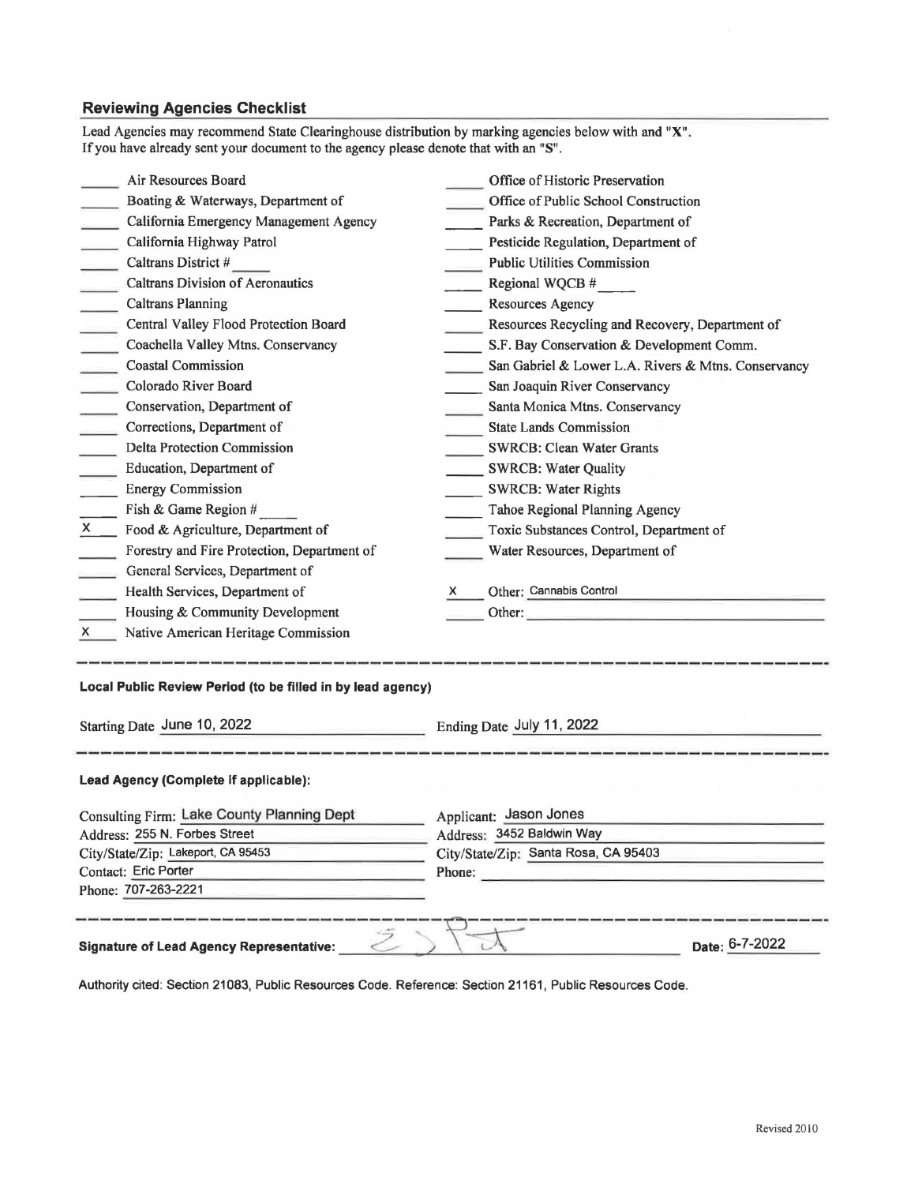## Reviewing Agencies Checklist

Lead Agencies may recommend State Clearinghouse distribution by marking agencies below with and "X".
If you have already sent your document to the agency please denote that with an "S".

| | | | |
|---|---|---|---|
| ____ | Air Resources Board | ____ | Office of Historic Preservation |
| ____ | Boating & Waterways, Department of | ____ | Office of Public School Construction |
| ____ | California Emergency Management Agency | ____ | Parks & Recreation, Department of |
| ____ | California Highway Patrol | ____ | Pesticide Regulation, Department of |
| ____ | Caltrans District # ____ | ____ | Public Utilities Commission |
| ____ | Caltrans Division of Aeronautics | ____ | Regional WQCB # ____ |
| ____ | Caltrans Planning | ____ | Resources Agency |
| ____ | Central Valley Flood Protection Board | ____ | Resources Recycling and Recovery, Department of |
| ____ | Coachella Valley Mtns. Conservancy | ____ | S.F. Bay Conservation & Development Comm. |
| ____ | Coastal Commission | ____ | San Gabriel & Lower L.A. Rivers & Mtns. Conservancy |
| ____ | Colorado River Board | ____ | San Joaquin River Conservancy |
| ____ | Conservation, Department of | ____ | Santa Monica Mtns. Conservancy |
| ____ | Corrections, Department of | ____ | State Lands Commission |
| ____ | Delta Protection Commission | ____ | SWRCB: Clean Water Grants |
| ____ | Education, Department of | ____ | SWRCB: Water Quality |
| ____ | Energy Commission | ____ | SWRCB: Water Rights |
| ____ | Fish & Game Region # ____ | ____ | Tahoe Regional Planning Agency |
| X | Food & Agriculture, Department of | ____ | Toxic Substances Control, Department of |
| ____ | Forestry and Fire Protection, Department of | ____ | Water Resources, Department of |
| ____ | General Services, Department of | | |
| ____ | Health Services, Department of | X | Other: Cannabis Control |
| ____ | Housing & Community Development | ____ | Other: ____ |
| X | Native American Heritage Commission | | |

---

**Local Public Review Period (to be filled in by lead agency)**

Starting Date June 10, 2022 Ending Date July 11, 2022

---

**Lead Agency (Complete if applicable):**

| | |
|---|---|
| Consulting Firm: Lake County Planning Dept | Applicant: Jason Jones |
| Address: 255 N. Forbes Street | Address: 3452 Baldwin Way |
| City/State/Zip: Lakeport, CA 95453 | City/State/Zip: Santa Rosa, CA 95403 |
| Contact: Eric Porter | Phone: |
| Phone: 707-263-2221 | |

---

**Signature of Lead Agency Representative:** [signature] **Date:** 6-7-2022

Authority cited: Section 21083, Public Resources Code. Reference: Section 21161, Public Resources Code.

Revised 2010